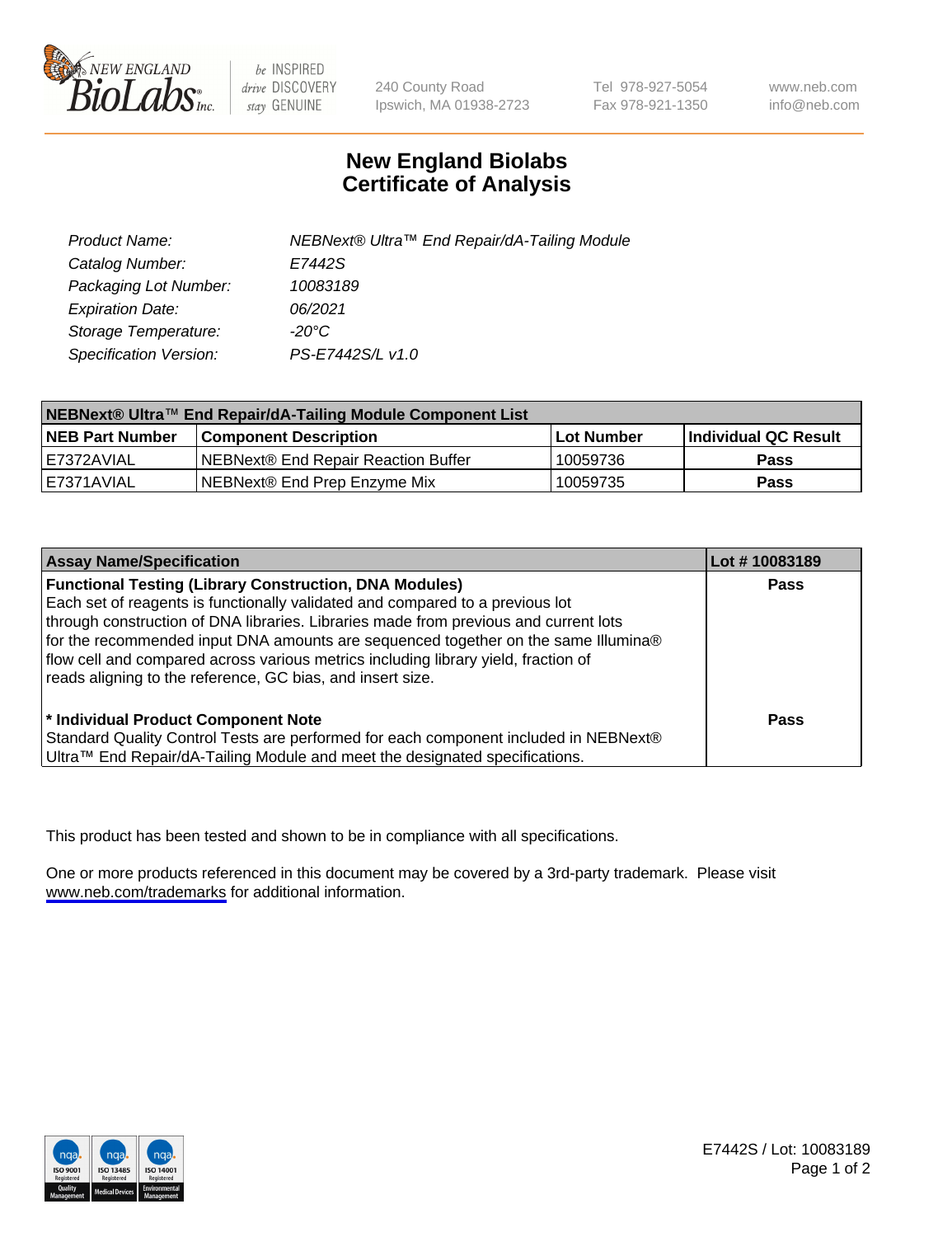New England BioLabs Inc. — be INSPIRED drive DISCOVERY stay GENUINE

240 County Road
Ipswich, MA 01938-2723

Tel 978-927-5054
Fax 978-921-1350

www.neb.com
info@neb.com

# New England Biolabs
# Certificate of Analysis

| | |
|---|---|
| *Product Name:* | *NEBNext® Ultra™ End Repair/dA-Tailing Module* |
| *Catalog Number:* | *E7442S* |
| *Packaging Lot Number:* | *10083189* |
| *Expiration Date:* | *06/2021* |
| *Storage Temperature:* | *-20°C* |
| *Specification Version:* | *PS-E7442S/L v1.0* |

| **NEBNext® Ultra™ End Repair/dA-Tailing Module Component List** | | | |
|---|---|---|---|
| **NEB Part Number** | **Component Description** | **Lot Number** | **Individual QC Result** |
| E7372AVIAL | NEBNext® End Repair Reaction Buffer | 10059736 | **Pass** |
| E7371AVIAL | NEBNext® End Prep Enzyme Mix | 10059735 | **Pass** |

| **Assay Name/Specification** | **Lot # 10083189** |
|---|---|
| **Functional Testing (Library Construction, DNA Modules)**<br>Each set of reagents is functionally validated and compared to a previous lot through construction of DNA libraries. Libraries made from previous and current lots for the recommended input DNA amounts are sequenced together on the same Illumina® flow cell and compared across various metrics including library yield, fraction of reads aligning to the reference, GC bias, and insert size. | **Pass** |
| **\* Individual Product Component Note**<br>Standard Quality Control Tests are performed for each component included in NEBNext® Ultra™ End Repair/dA-Tailing Module and meet the designated specifications. | **Pass** |

This product has been tested and shown to be in compliance with all specifications.

One or more products referenced in this document may be covered by a 3rd-party trademark. Please visit www.neb.com/trademarks for additional information.

E7442S / Lot: 10083189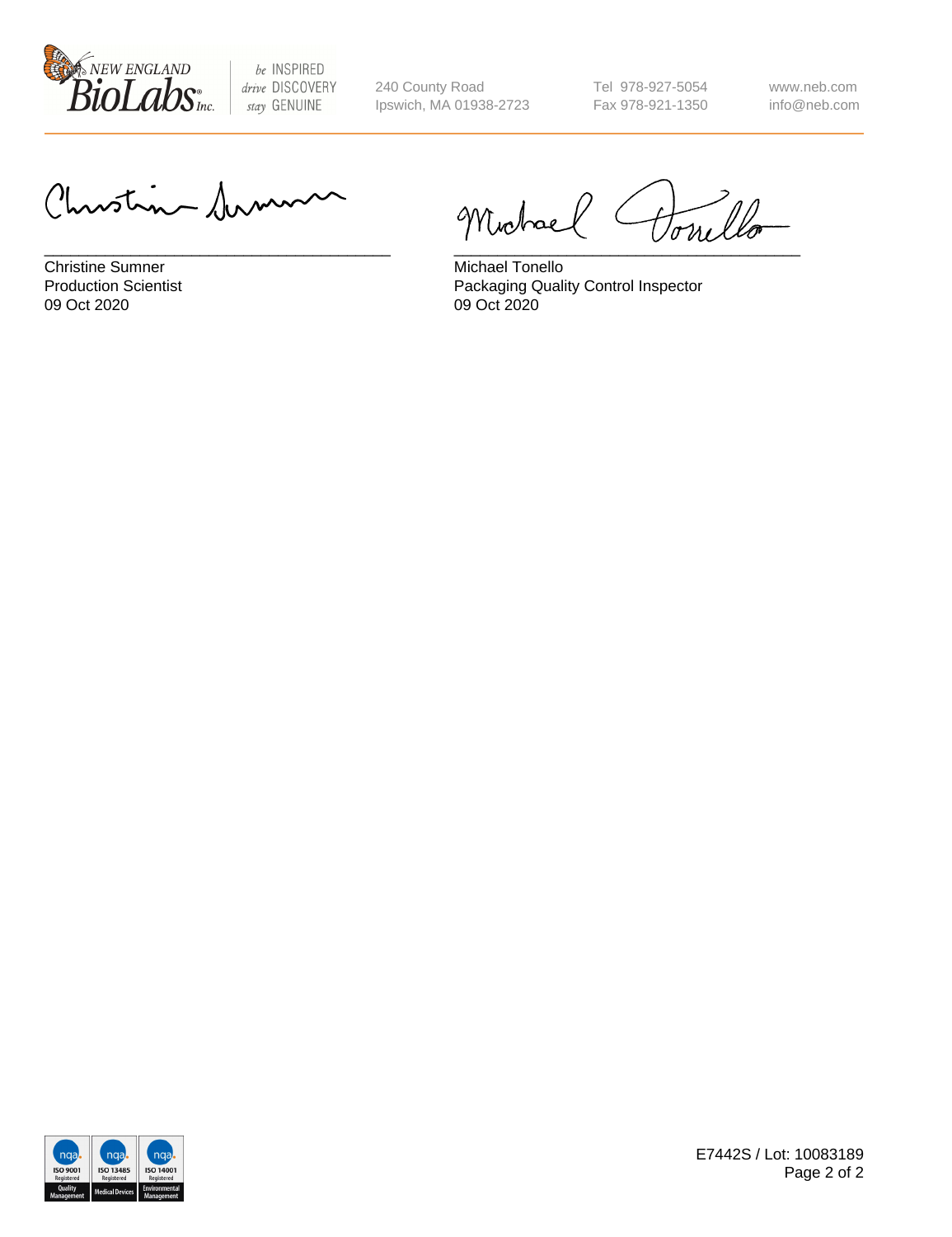Christine Sumner
Production Scientist
09 Oct 2020

Michael Tonello
Packaging Quality Control Inspector
09 Oct 2020

E7442S / Lot: 10083189